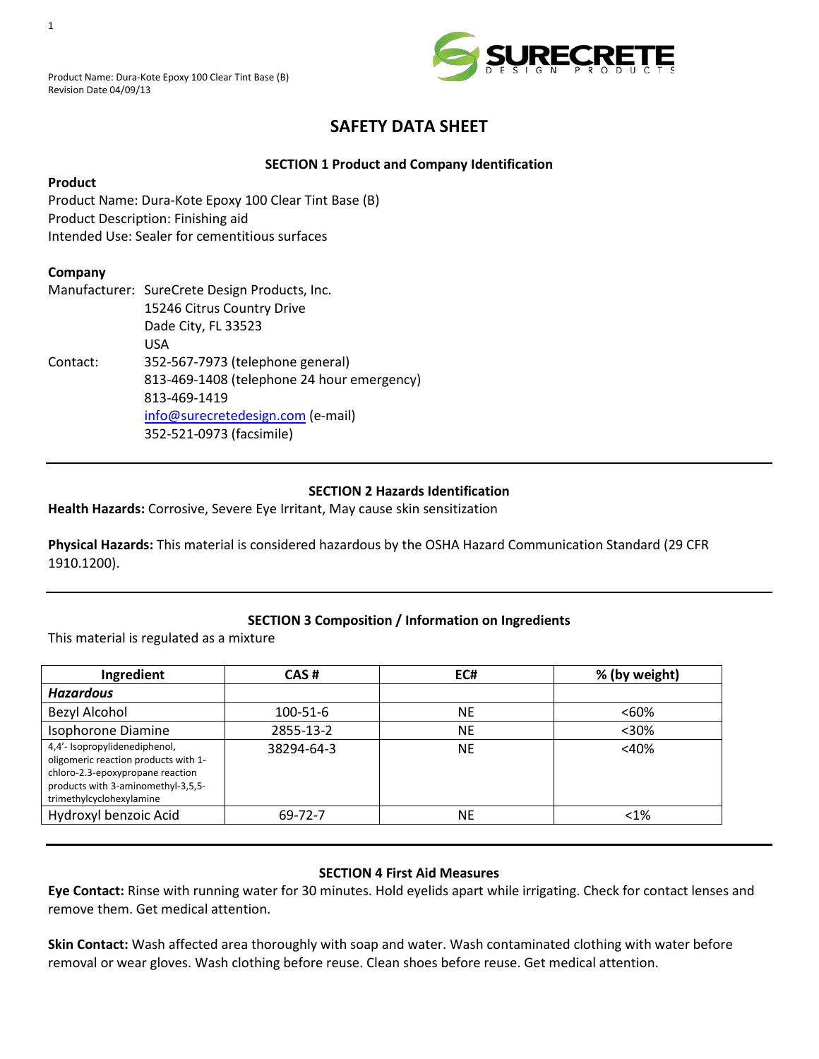Product Name: Dura-Kote Epoxy 100 Clear Tint Base (B)
Revision Date 04/09/13

# SAFETY DATA SHEET

## SECTION 1 Product and Company Identification

**Product**

Product Name: Dura-Kote Epoxy 100 Clear Tint Base (B)
Product Description: Finishing aid
Intended Use: Sealer for cementitious surfaces

**Company**

Manufacturer: SureCrete Design Products, Inc.
15246 Citrus Country Drive
Dade City, FL 33523
USA

Contact: 352-567-7973 (telephone general)
813-469-1408 (telephone 24 hour emergency)
813-469-1419
info@surecretedesign.com (e-mail)
352-521-0973 (facsimile)

## SECTION 2 Hazards Identification

**Health Hazards:** Corrosive, Severe Eye Irritant, May cause skin sensitization

**Physical Hazards:** This material is considered hazardous by the OSHA Hazard Communication Standard (29 CFR 1910.1200).

## SECTION 3 Composition / Information on Ingredients

This material is regulated as a mixture

| Ingredient | CAS # | EC# | % (by weight) |
|---|---|---|---|
| ***Hazardous*** | | | |
| Bezyl Alcohol | 100-51-6 | NE | <60% |
| Isophorone Diamine | 2855-13-2 | NE | <30% |
| 4,4'- Isopropylidenediphenol, oligomeric reaction products with 1-chloro-2.3-epoxypropane reaction products with 3-aminomethyl-3,5,5-trimethylcyclohexylamine | 38294-64-3 | NE | <40% |
| Hydroxyl benzoic Acid | 69-72-7 | NE | <1% |

## SECTION 4 First Aid Measures

**Eye Contact:** Rinse with running water for 30 minutes. Hold eyelids apart while irrigating. Check for contact lenses and remove them. Get medical attention.

**Skin Contact:** Wash affected area thoroughly with soap and water. Wash contaminated clothing with water before removal or wear gloves. Wash clothing before reuse. Clean shoes before reuse. Get medical attention.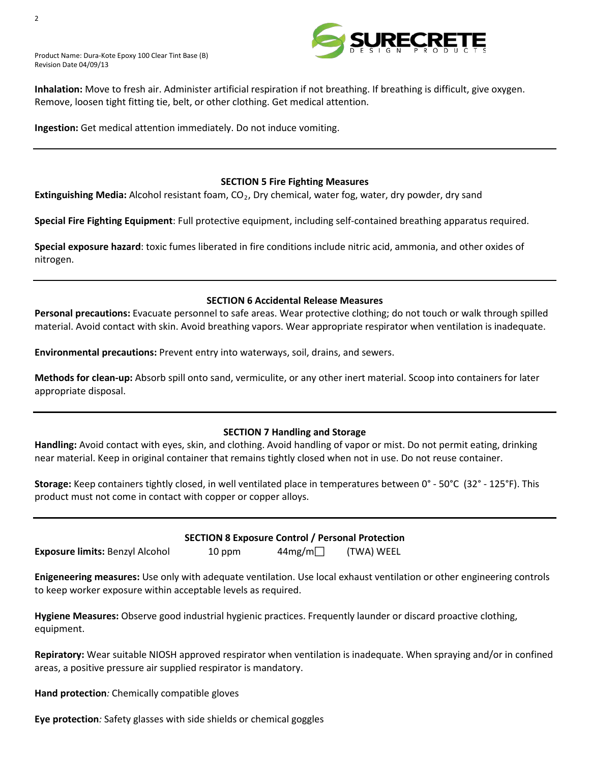**Inhalation:** Move to fresh air. Administer artificial respiration if not breathing. If breathing is difficult, give oxygen. Remove, loosen tight fitting tie, belt, or other clothing. Get medical attention.

**Ingestion:** Get medical attention immediately. Do not induce vomiting.

---

## SECTION 5 Fire Fighting Measures

**Extinguishing Media:** Alcohol resistant foam, $CO_2$, Dry chemical, water fog, water, dry powder, dry sand

**Special Fire Fighting Equipment**: Full protective equipment, including self-contained breathing apparatus required.

**Special exposure hazard**: toxic fumes liberated in fire conditions include nitric acid, ammonia, and other oxides of nitrogen.

---

## SECTION 6 Accidental Release Measures

**Personal precautions:** Evacuate personnel to safe areas. Wear protective clothing; do not touch or walk through spilled material. Avoid contact with skin. Avoid breathing vapors. Wear appropriate respirator when ventilation is inadequate.

**Environmental precautions:** Prevent entry into waterways, soil, drains, and sewers.

**Methods for clean-up:** Absorb spill onto sand, vermiculite, or any other inert material. Scoop into containers for later appropriate disposal.

---

## SECTION 7 Handling and Storage

**Handling:** Avoid contact with eyes, skin, and clothing. Avoid handling of vapor or mist. Do not permit eating, drinking near material. Keep in original container that remains tightly closed when not in use. Do not reuse container.

**Storage:** Keep containers tightly closed, in well ventilated place in temperatures between 0° - 50°C (32° - 125°F). This product must not come in contact with copper or copper alloys.

---

## SECTION 8 Exposure Control / Personal Protection

**Exposure limits:** Benzyl Alcohol 10 ppm 44mg/m□ (TWA) WEEL

**Enigeneering measures:** Use only with adequate ventilation. Use local exhaust ventilation or other engineering controls to keep worker exposure within acceptable levels as required.

**Hygiene Measures:** Observe good industrial hygienic practices. Frequently launder or discard proactive clothing, equipment.

**Repiratory:** Wear suitable NIOSH approved respirator when ventilation is inadequate. When spraying and/or in confined areas, a positive pressure air supplied respirator is mandatory.

**Hand protection***:* Chemically compatible gloves

**Eye protection***:* Safety glasses with side shields or chemical goggles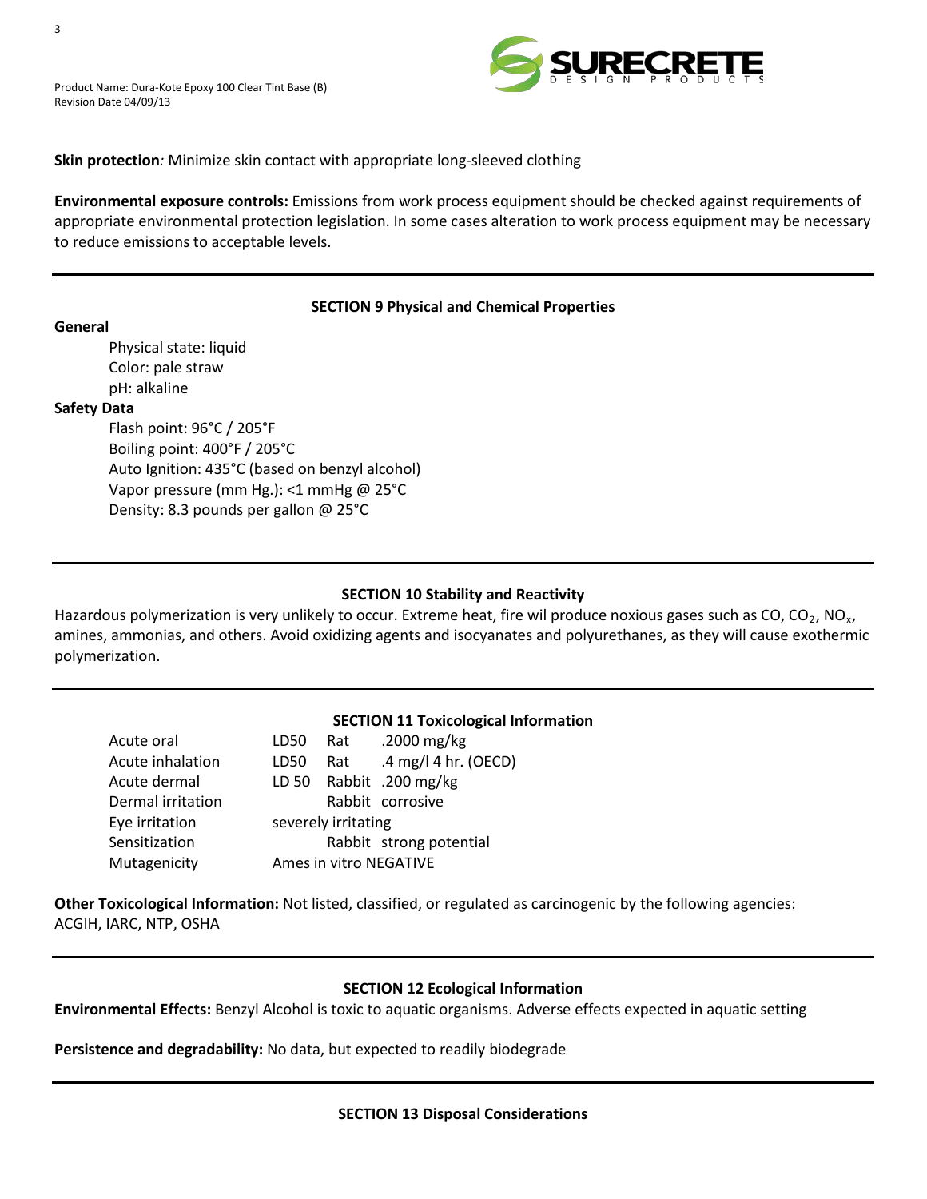**Skin protection***:* Minimize skin contact with appropriate long-sleeved clothing

**Environmental exposure controls:** Emissions from work process equipment should be checked against requirements of appropriate environmental protection legislation. In some cases alteration to work process equipment may be necessary to reduce emissions to acceptable levels.

## SECTION 9 Physical and Chemical Properties

**General**

- Physical state: liquid
- Color: pale straw
- pH: alkaline

**Safety Data**

- Flash point: 96°C / 205°F
- Boiling point: 400°F / 205°C
- Auto Ignition: 435°C (based on benzyl alcohol)
- Vapor pressure (mm Hg.): <1 mmHg @ 25°C
- Density: 8.3 pounds per gallon @ 25°C

## SECTION 10 Stability and Reactivity

Hazardous polymerization is very unlikely to occur. Extreme heat, fire wil produce noxious gases such as CO, $CO_2$, $NO_x$, amines, ammonias, and others. Avoid oxidizing agents and isocyanates and polyurethanes, as they will cause exothermic polymerization.

## SECTION 11 Toxicological Information

| | | | |
|---|---|---|---|
| Acute oral | LD50 | Rat | .2000 mg/kg |
| Acute inhalation | LD50 | Rat | .4 mg/l 4 hr. (OECD) |
| Acute dermal | LD 50 | Rabbit | .200 mg/kg |
| Dermal irritation | | Rabbit | corrosive |
| Eye irritation | severely irritating | | |
| Sensitization | | Rabbit | strong potential |
| Mutagenicity | Ames in vitro NEGATIVE | | |

**Other Toxicological Information:** Not listed, classified, or regulated as carcinogenic by the following agencies: ACGIH, IARC, NTP, OSHA

## SECTION 12 Ecological Information

**Environmental Effects:** Benzyl Alcohol is toxic to aquatic organisms. Adverse effects expected in aquatic setting

**Persistence and degradability:** No data, but expected to readily biodegrade

## SECTION 13 Disposal Considerations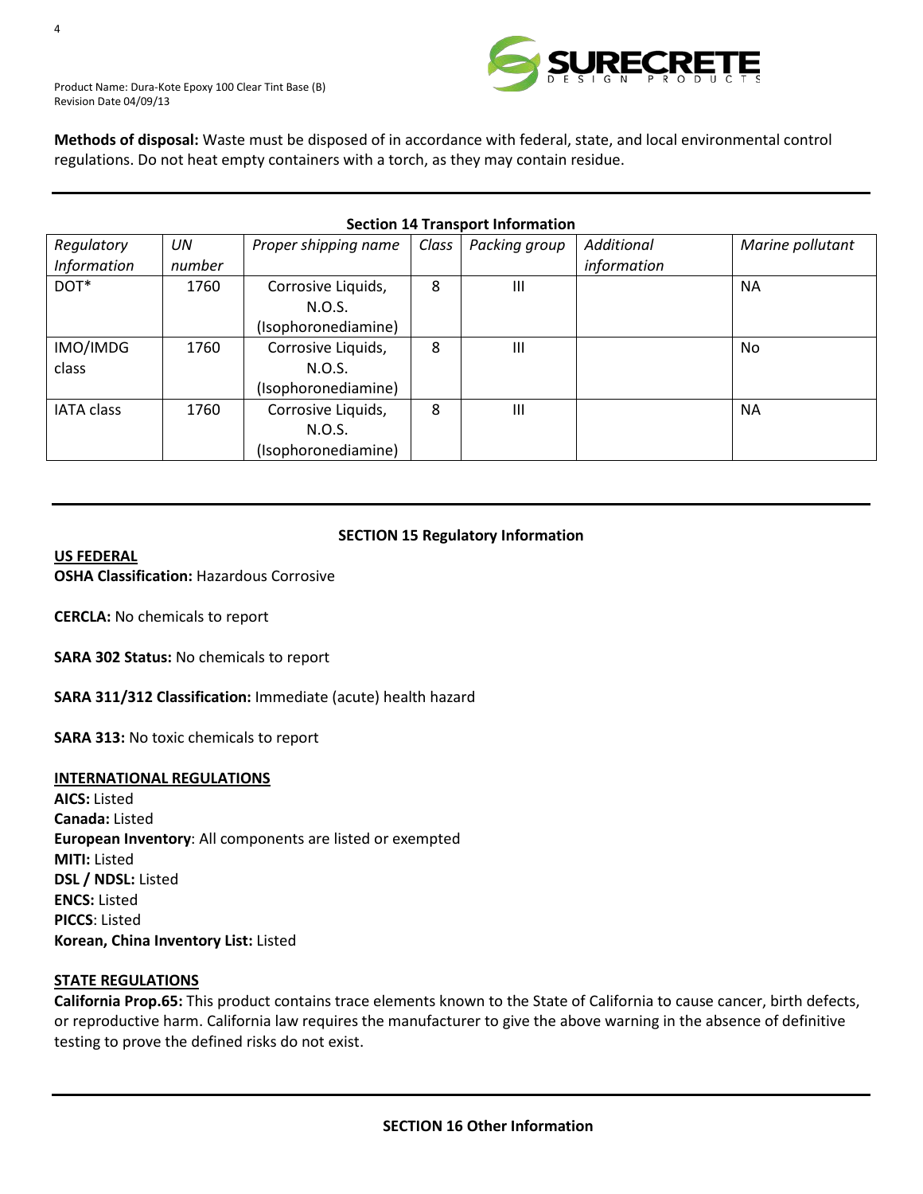**Methods of disposal:** Waste must be disposed of in accordance with federal, state, and local environmental control regulations. Do not heat empty containers with a torch, as they may contain residue.

## Section 14 Transport Information

| *Regulatory Information* | *UN number* | *Proper shipping name* | *Class* | *Packing group* | *Additional information* | *Marine pollutant* |
|---|---|---|---|---|---|---|
| DOT* | 1760 | Corrosive Liquids, N.O.S. (Isophoronediamine) | 8 | III | | NA |
| IMO/IMDG class | 1760 | Corrosive Liquids, N.O.S. (Isophoronediamine) | 8 | III | | No |
| IATA class | 1760 | Corrosive Liquids, N.O.S. (Isophoronediamine) | 8 | III | | NA |

## SECTION 15 Regulatory Information

**US FEDERAL**

**OSHA Classification:** Hazardous Corrosive

**CERCLA:** No chemicals to report

**SARA 302 Status:** No chemicals to report

**SARA 311/312 Classification:** Immediate (acute) health hazard

**SARA 313:** No toxic chemicals to report

**INTERNATIONAL REGULATIONS**

**AICS:** Listed
**Canada:** Listed
**European Inventory**: All components are listed or exempted
**MITI:** Listed
**DSL / NDSL:** Listed
**ENCS:** Listed
**PICCS**: Listed
**Korean, China Inventory List:** Listed

**STATE REGULATIONS**

**California Prop.65:** This product contains trace elements known to the State of California to cause cancer, birth defects, or reproductive harm. California law requires the manufacturer to give the above warning in the absence of definitive testing to prove the defined risks do not exist.

## SECTION 16 Other Information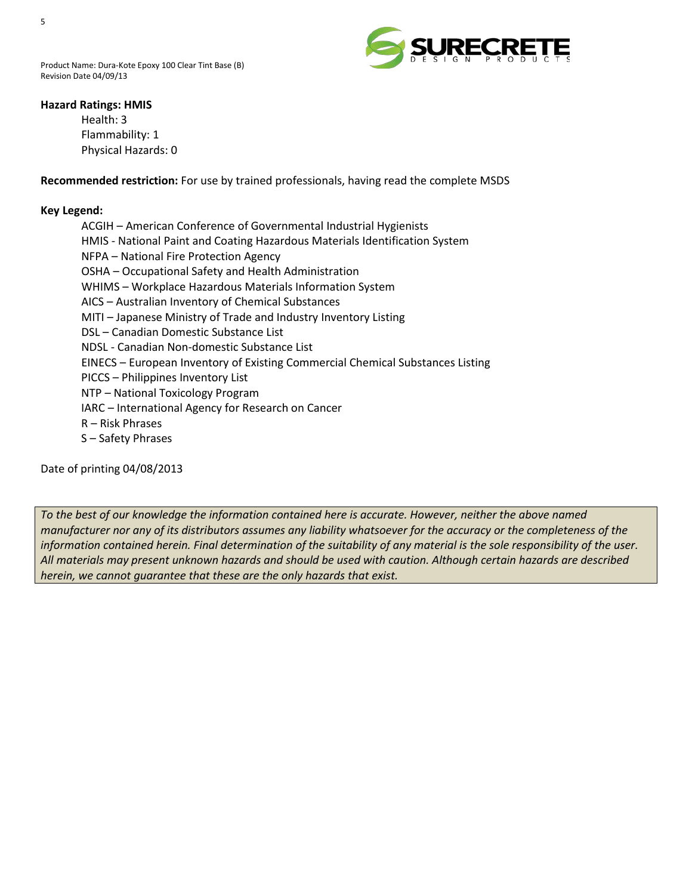**Hazard Ratings: HMIS**

Health: 3
Flammability: 1
Physical Hazards: 0

**Recommended restriction:** For use by trained professionals, having read the complete MSDS

**Key Legend:**

ACGIH – American Conference of Governmental Industrial Hygienists
HMIS - National Paint and Coating Hazardous Materials Identification System
NFPA – National Fire Protection Agency
OSHA – Occupational Safety and Health Administration
WHIMS – Workplace Hazardous Materials Information System
AICS – Australian Inventory of Chemical Substances
MITI – Japanese Ministry of Trade and Industry Inventory Listing
DSL – Canadian Domestic Substance List
NDSL - Canadian Non-domestic Substance List
EINECS – European Inventory of Existing Commercial Chemical Substances Listing
PICCS – Philippines Inventory List
NTP – National Toxicology Program
IARC – International Agency for Research on Cancer
R – Risk Phrases
S – Safety Phrases

Date of printing 04/08/2013

*To the best of our knowledge the information contained here is accurate. However, neither the above named manufacturer nor any of its distributors assumes any liability whatsoever for the accuracy or the completeness of the information contained herein. Final determination of the suitability of any material is the sole responsibility of the user. All materials may present unknown hazards and should be used with caution. Although certain hazards are described herein, we cannot guarantee that these are the only hazards that exist.*